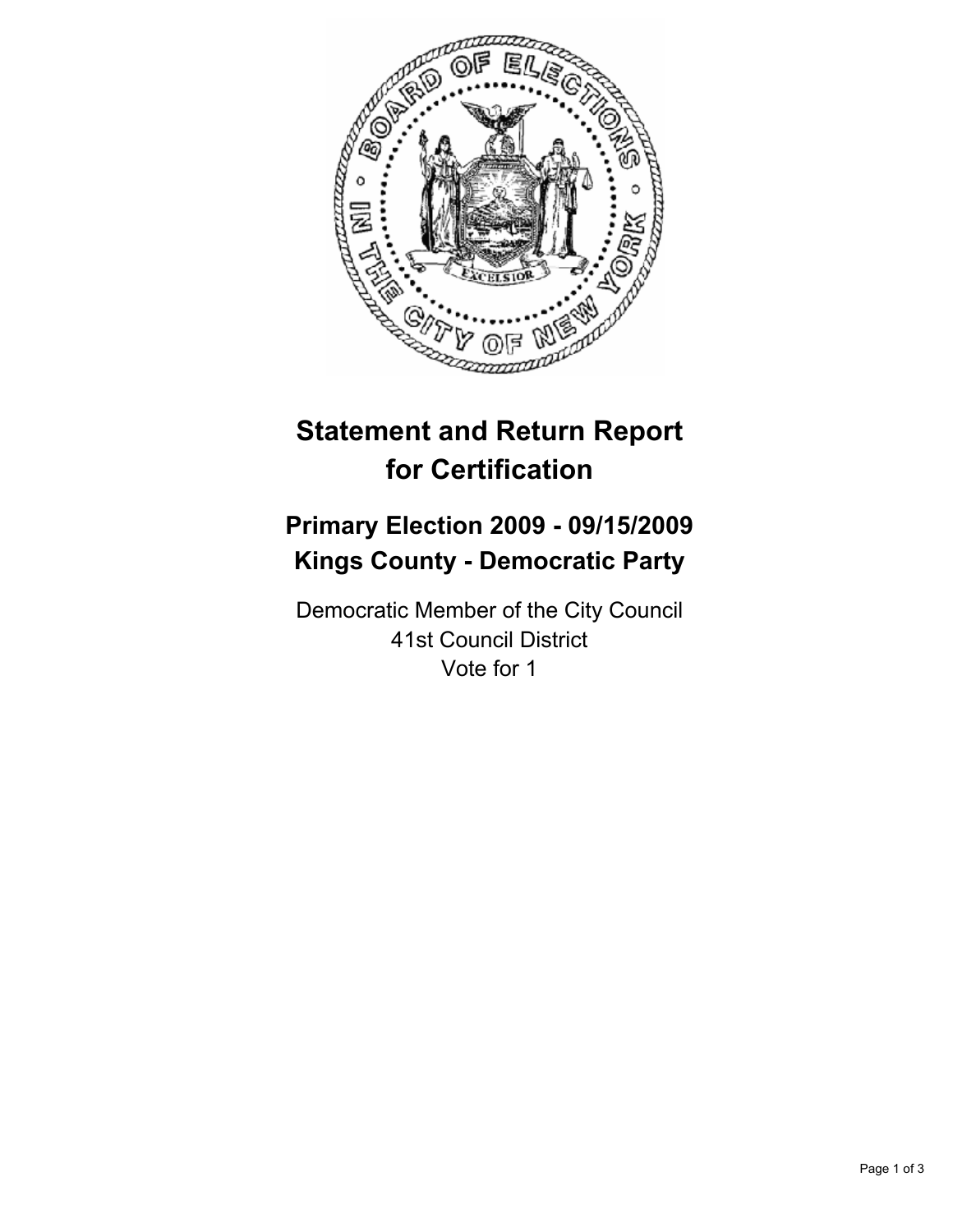# Statement and Return Report for Certification

## Primary Election 2009 - 09/15/2009
## Kings County - Democratic Party

Democratic Member of the City Council
41st Council District
Vote for 1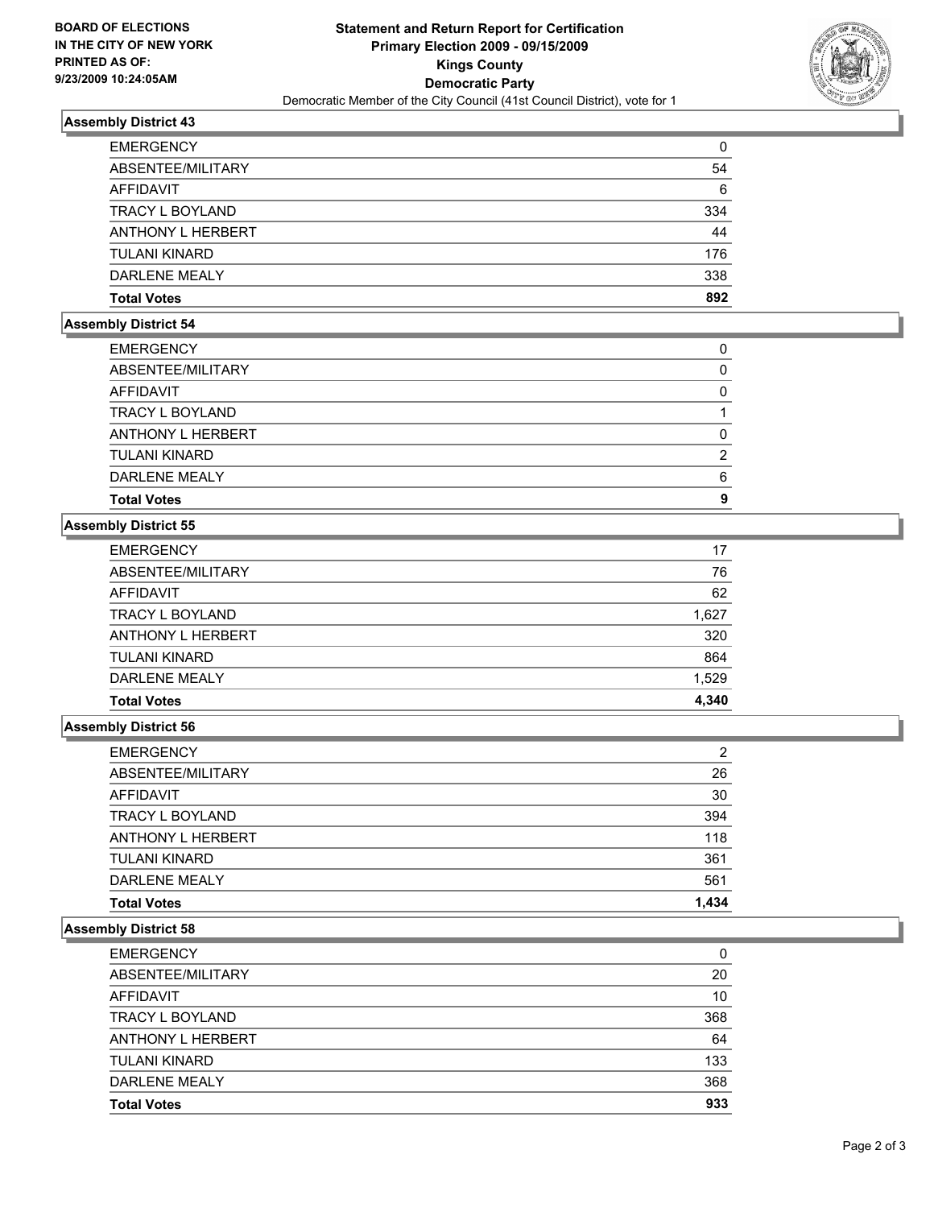**BOARD OF ELECTIONS IN THE CITY OF NEW YORK PRINTED AS OF: 9/23/2009 10:24:05AM**

# Statement and Return Report for Certification
## Primary Election 2009 - 09/15/2009
## Kings County
## Democratic Party
Democratic Member of the City Council (41st Council District), vote for 1

### Assembly District 43

| | |
|---|---|
| EMERGENCY | 0 |
| ABSENTEE/MILITARY | 54 |
| AFFIDAVIT | 6 |
| TRACY L BOYLAND | 334 |
| ANTHONY L HERBERT | 44 |
| TULANI KINARD | 176 |
| DARLENE MEALY | 338 |
| **Total Votes** | **892** |

### Assembly District 54

| | |
|---|---|
| EMERGENCY | 0 |
| ABSENTEE/MILITARY | 0 |
| AFFIDAVIT | 0 |
| TRACY L BOYLAND | 1 |
| ANTHONY L HERBERT | 0 |
| TULANI KINARD | 2 |
| DARLENE MEALY | 6 |
| **Total Votes** | **9** |

### Assembly District 55

| | |
|---|---|
| EMERGENCY | 17 |
| ABSENTEE/MILITARY | 76 |
| AFFIDAVIT | 62 |
| TRACY L BOYLAND | 1,627 |
| ANTHONY L HERBERT | 320 |
| TULANI KINARD | 864 |
| DARLENE MEALY | 1,529 |
| **Total Votes** | **4,340** |

### Assembly District 56

| | |
|---|---|
| EMERGENCY | 2 |
| ABSENTEE/MILITARY | 26 |
| AFFIDAVIT | 30 |
| TRACY L BOYLAND | 394 |
| ANTHONY L HERBERT | 118 |
| TULANI KINARD | 361 |
| DARLENE MEALY | 561 |
| **Total Votes** | **1,434** |

### Assembly District 58

| | |
|---|---|
| EMERGENCY | 0 |
| ABSENTEE/MILITARY | 20 |
| AFFIDAVIT | 10 |
| TRACY L BOYLAND | 368 |
| ANTHONY L HERBERT | 64 |
| TULANI KINARD | 133 |
| DARLENE MEALY | 368 |
| **Total Votes** | **933** |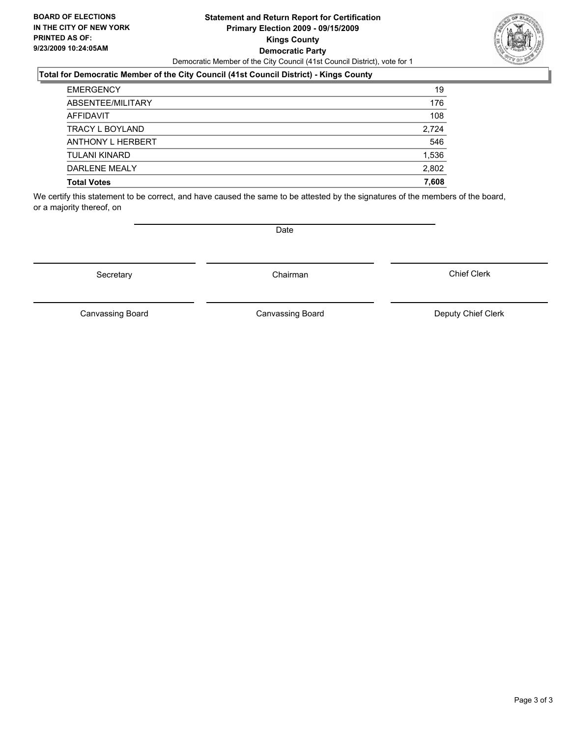**BOARD OF ELECTIONS IN THE CITY OF NEW YORK PRINTED AS OF: 9/23/2009 10:24:05AM**

**Statement and Return Report for Certification**
**Primary Election 2009 - 09/15/2009**
**Kings County**
**Democratic Party**

Democratic Member of the City Council (41st Council District), vote for 1

**Total for Democratic Member of the City Council (41st Council District) - Kings County**

| | |
|---|---|
| EMERGENCY | 19 |
| ABSENTEE/MILITARY | 176 |
| AFFIDAVIT | 108 |
| TRACY L BOYLAND | 2,724 |
| ANTHONY L HERBERT | 546 |
| TULANI KINARD | 1,536 |
| DARLENE MEALY | 2,802 |
| **Total Votes** | **7,608** |

We certify this statement to be correct, and have caused the same to be attested by the signatures of the members of the board, or a majority thereof, on

Date

Secretary

Chairman

Chief Clerk

Canvassing Board

Canvassing Board

Deputy Chief Clerk